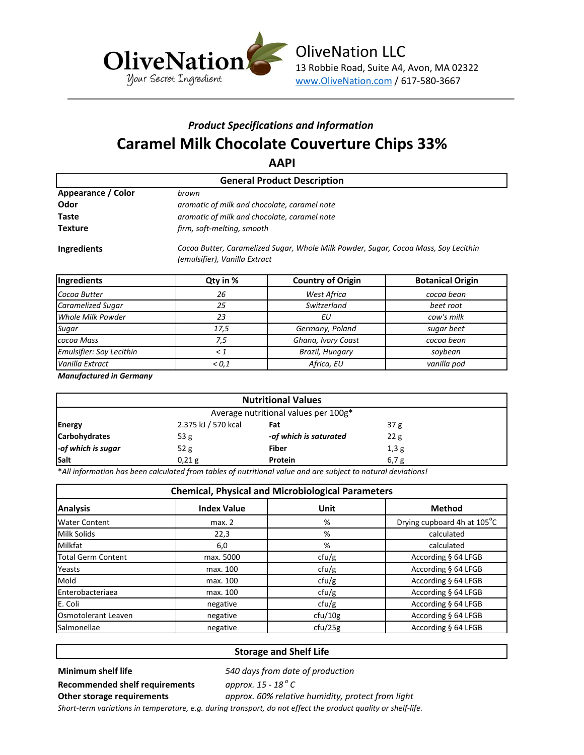OliveNation
Your Secret Ingredient

OliveNation LLC
13 Robbie Road, Suite A4, Avon, MA 02322
www.OliveNation.com / 617-580-3667

### *Product Specifications and Information*

# Caramel Milk Chocolate Couverture Chips 33%

## AAPI

| General Product Description | |
|---|---|
| **Appearance / Color** | *brown* |
| **Odor** | *aromatic of milk and chocolate, caramel note* |
| **Taste** | *aromatic of milk and chocolate, caramel note* |
| **Texture** | *firm, soft-melting, smooth* |
| **Ingredients** | *Cocoa Butter, Caramelized Sugar, Whole Milk Powder, Sugar, Cocoa Mass, Soy Lecithin (emulsifier), Vanilla Extract* |

| Ingredients | Qty in % | Country of Origin | Botanical Origin |
|---|---|---|---|
| *Cocoa Butter* | *26* | *West Africa* | *cocoa bean* |
| *Caramelized Sugar* | *25* | *Switzerland* | *beet root* |
| *Whole Milk Powder* | *23* | *EU* | *cow's milk* |
| *Sugar* | *17,5* | *Germany, Poland* | *sugar beet* |
| *cocoa Mass* | *7,5* | *Ghana, Ivory Coast* | *cocoa bean* |
| *Emulsifier: Soy Lecithin* | *< 1* | *Brazil, Hungary* | *soybean* |
| *Vanilla Extract* | *< 0,1* | *Africa, EU* | *vanilla pod* |

***Manufactured in Germany***

| Nutritional Values | | | |
|---|---|---|---|
| Average nutritional values per 100g* | | | |
| **Energy** | 2.375 kJ / 570 kcal | **Fat** | 37 g |
| **Carbohydrates** | 53 g | ***-of which is saturated*** | 22 g |
| ***-of which is sugar*** | 52 g | **Fiber** | 1,3 g |
| **Salt** | 0,21 g | **Protein** | 6,7 g |

**All information has been calculated from tables of nutritional value and are subject to natural deviations!*

| Chemical, Physical and Microbiological Parameters | | | |
|---|---|---|---|
| **Analysis** | **Index Value** | **Unit** | **Method** |
| Water Content | max. 2 | % | Drying cupboard 4h at 105°C |
| Milk Solids | 22,3 | % | calculated |
| Milkfat | 6,0 | % | calculated |
| Total Germ Content | max. 5000 | cfu/g | According § 64 LFGB |
| Yeasts | max. 100 | cfu/g | According § 64 LFGB |
| Mold | max. 100 | cfu/g | According § 64 LFGB |
| Enterobacteriaea | max. 100 | cfu/g | According § 64 LFGB |
| E. Coli | negative | cfu/g | According § 64 LFGB |
| Osmotolerant Leaven | negative | cfu/10g | According § 64 LFGB |
| Salmonellae | negative | cfu/25g | According § 64 LFGB |

| Storage and Shelf Life | |
|---|---|
| **Minimum shelf life** | *540 days from date of production* |
| **Recommended shelf requirements** | *approx. 15 - 18 °C* |
| **Other storage requirements** | *approx. 60% relative humidity, protect from light* |

*Short-term variations in temperature, e.g. during transport, do not effect the product quality or shelf-life.*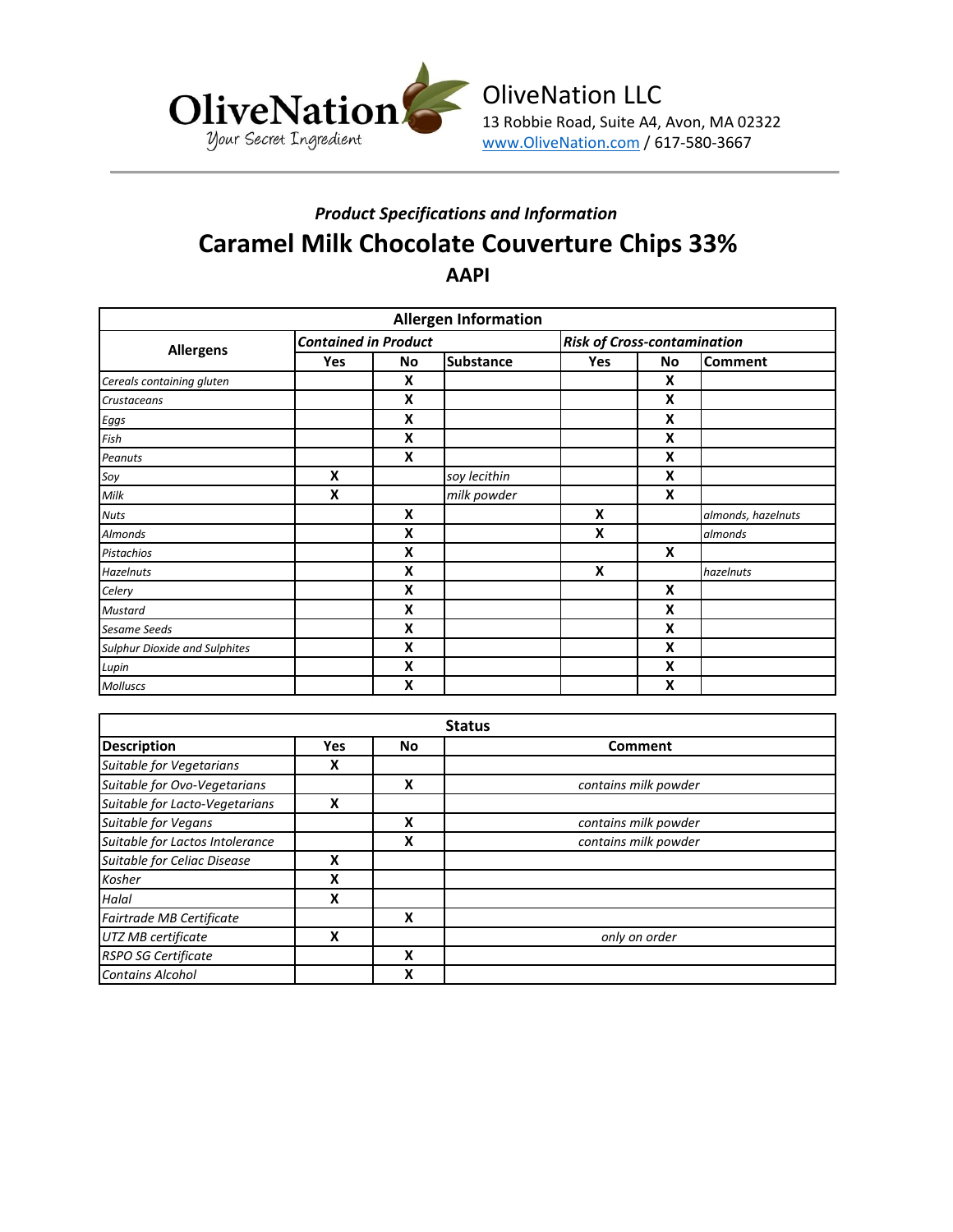OliveNation LLC
13 Robbie Road, Suite A4, Avon, MA 02322
www.OliveNation.com / 617-580-3667

### *Product Specifications and Information*

# Caramel Milk Chocolate Couverture Chips 33%

## AAPI

| Allergen Information | | | | | | |
|---|---|---|---|---|---|---|
| **Allergens** | ***Contained in Product*** | | | ***Risk of Cross-contamination*** | | |
| | **Yes** | **No** | **Substance** | **Yes** | **No** | **Comment** |
| *Cereals containing gluten* | | X | | | X | |
| *Crustaceans* | | X | | | X | |
| *Eggs* | | X | | | X | |
| *Fish* | | X | | | X | |
| *Peanuts* | | X | | | X | |
| *Soy* | X | | *soy lecithin* | | X | |
| *Milk* | X | | *milk powder* | | X | |
| *Nuts* | | X | | X | | *almonds, hazelnuts* |
| *Almonds* | | X | | X | | *almonds* |
| *Pistachios* | | X | | | X | |
| *Hazelnuts* | | X | | X | | *hazelnuts* |
| *Celery* | | X | | | X | |
| *Mustard* | | X | | | X | |
| *Sesame Seeds* | | X | | | X | |
| *Sulphur Dioxide and Sulphites* | | X | | | X | |
| *Lupin* | | X | | | X | |
| *Molluscs* | | X | | | X | |

| Status | | | |
|---|---|---|---|
| **Description** | **Yes** | **No** | **Comment** |
| *Suitable for Vegetarians* | X | | |
| *Suitable for Ovo-Vegetarians* | | X | *contains milk powder* |
| *Suitable for Lacto-Vegetarians* | X | | |
| *Suitable for Vegans* | | X | *contains milk powder* |
| *Suitable for Lactos Intolerance* | | X | *contains milk powder* |
| *Suitable for Celiac Disease* | X | | |
| *Kosher* | X | | |
| *Halal* | X | | |
| *Fairtrade MB Certificate* | | X | |
| *UTZ MB certificate* | X | | *only on order* |
| *RSPO SG Certificate* | | X | |
| *Contains Alcohol* | | X | |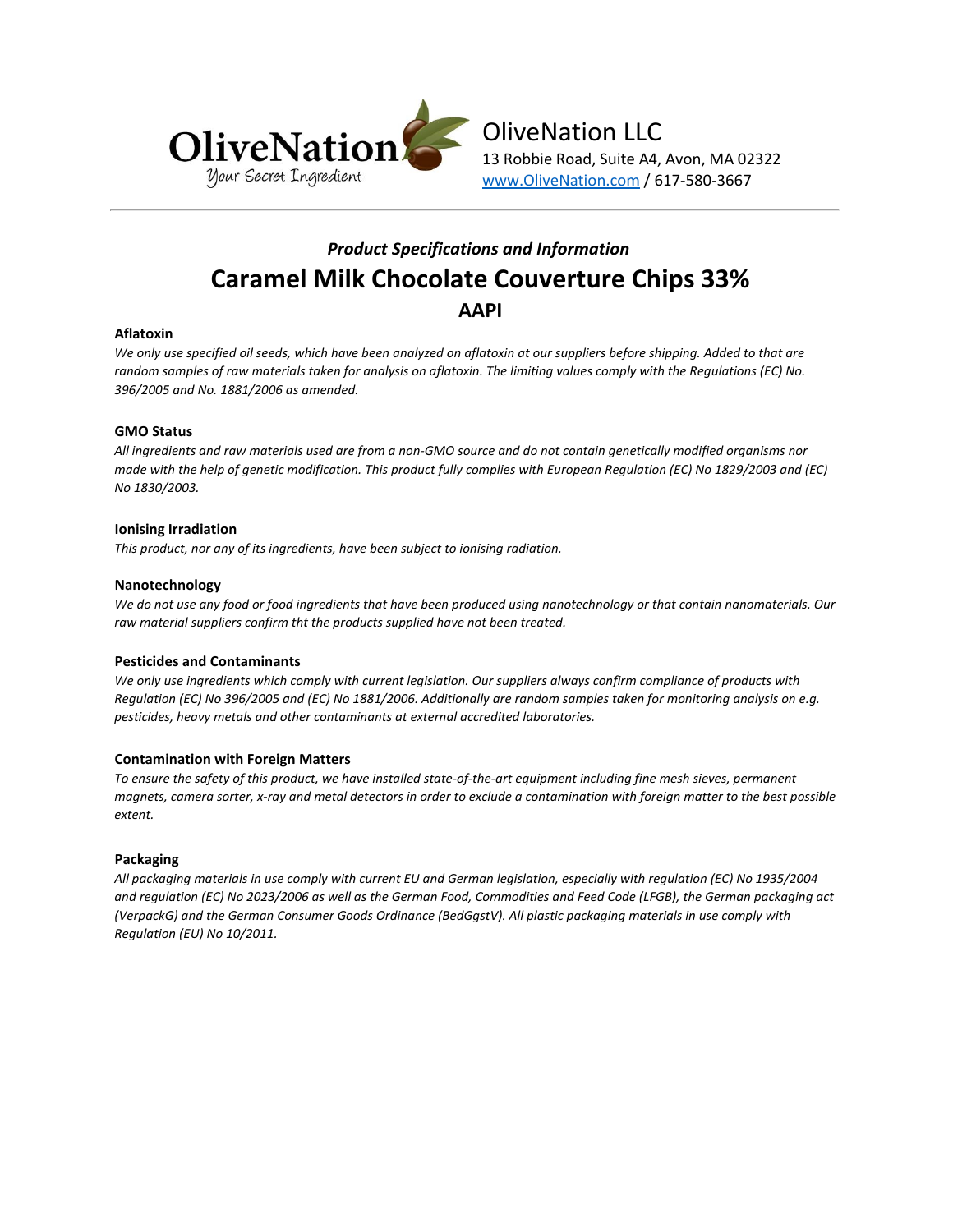OliveNation
Your Secret Ingredient

OliveNation LLC
13 Robbie Road, Suite A4, Avon, MA 02322
www.OliveNation.com / 617-580-3667

*Product Specifications and Information*

# Caramel Milk Chocolate Couverture Chips 33%

## AAPI

### Aflatoxin

*We only use specified oil seeds, which have been analyzed on aflatoxin at our suppliers before shipping. Added to that are random samples of raw materials taken for analysis on aflatoxin. The limiting values comply with the Regulations (EC) No. 396/2005 and No. 1881/2006 as amended.*

### GMO Status

*All ingredients and raw materials used are from a non-GMO source and do not contain genetically modified organisms nor made with the help of genetic modification. This product fully complies with European Regulation (EC) No 1829/2003 and (EC) No 1830/2003.*

### Ionising Irradiation

*This product, nor any of its ingredients, have been subject to ionising radiation.*

### Nanotechnology

*We do not use any food or food ingredients that have been produced using nanotechnology or that contain nanomaterials. Our raw material suppliers confirm tht the products supplied have not been treated.*

### Pesticides and Contaminants

*We only use ingredients which comply with current legislation. Our suppliers always confirm compliance of products with Regulation (EC) No 396/2005 and (EC) No 1881/2006. Additionally are random samples taken for monitoring analysis on e.g. pesticides, heavy metals and other contaminants at external accredited laboratories.*

### Contamination with Foreign Matters

*To ensure the safety of this product, we have installed state-of-the-art equipment including fine mesh sieves, permanent magnets, camera sorter, x-ray and metal detectors in order to exclude a contamination with foreign matter to the best possible extent.*

### Packaging

*All packaging materials in use comply with current EU and German legislation, especially with regulation (EC) No 1935/2004 and regulation (EC) No 2023/2006 as well as the German Food, Commodities and Feed Code (LFGB), the German packaging act (VerpackG) and the German Consumer Goods Ordinance (BedGgstV). All plastic packaging materials in use comply with Regulation (EU) No 10/2011.*